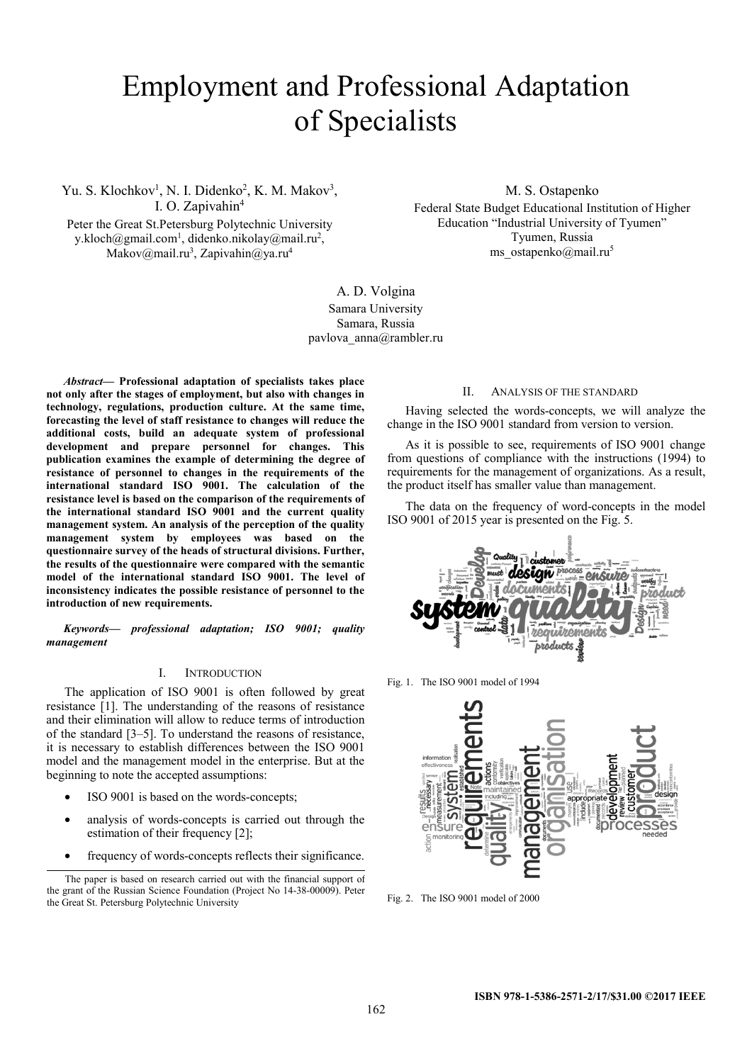# Employment and Professional Adaptation of Specialists

Yu. S. Klochkov[1], N. I. Didenko[2], K. M. Makov[3], I. O. Zapivahin[4]
Peter the Great St.Petersburg Polytechnic University
y.kloch@gmail.com[1], didenko.nikolay@mail.ru[2], Makov@mail.ru[3], Zapivahin@ya.ru[4]

M. S. Ostapenko
Federal State Budget Educational Institution of Higher Education "Industrial University of Tyumen"
Tyumen, Russia
ms_ostapenko@mail.ru[5]

A. D. Volgina
Samara University
Samara, Russia
pavlova_anna@rambler.ru

***Abstract*— Professional adaptation of specialists takes place not only after the stages of employment, but also with changes in technology, regulations, production culture. At the same time, forecasting the level of staff resistance to changes will reduce the additional costs, build an adequate system of professional development and prepare personnel for changes. This publication examines the example of determining the degree of resistance of personnel to changes in the requirements of the international standard ISO 9001. The calculation of the resistance level is based on the comparison of the requirements of the international standard ISO 9001 and the current quality management system. An analysis of the perception of the quality management system by employees was based on the questionnaire survey of the heads of structural divisions. Further, the results of the questionnaire were compared with the semantic model of the international standard ISO 9001. The level of inconsistency indicates the possible resistance of personnel to the introduction of new requirements.**

***Keywords*— professional adaptation; ISO 9001; quality management**

## I. Introduction

The application of ISO 9001 is often followed by great resistance [1]. The understanding of the reasons of resistance and their elimination will allow to reduce terms of introduction of the standard [3–5]. To understand the reasons of resistance, it is necessary to establish differences between the ISO 9001 model and the management model in the enterprise. But at the beginning to note the accepted assumptions:

- ISO 9001 is based on the words-concepts;
- analysis of words-concepts is carried out through the estimation of their frequency [2];
- frequency of words-concepts reflects their significance.

The paper is based on research carried out with the financial support of the grant of the Russian Science Foundation (Project No 14-38-00009). Peter the Great St. Petersburg Polytechnic University

## II. Analysis of the Standard

Having selected the words-concepts, we will analyze the change in the ISO 9001 standard from version to version.

As it is possible to see, requirements of ISO 9001 change from questions of compliance with the instructions (1994) to requirements for the management of organizations. As a result, the product itself has smaller value than management.

The data on the frequency of word-concepts in the model ISO 9001 of 2015 year is presented on the Fig. 5.

Fig. 1. The ISO 9001 model of 1994

Fig. 2. The ISO 9001 model of 2000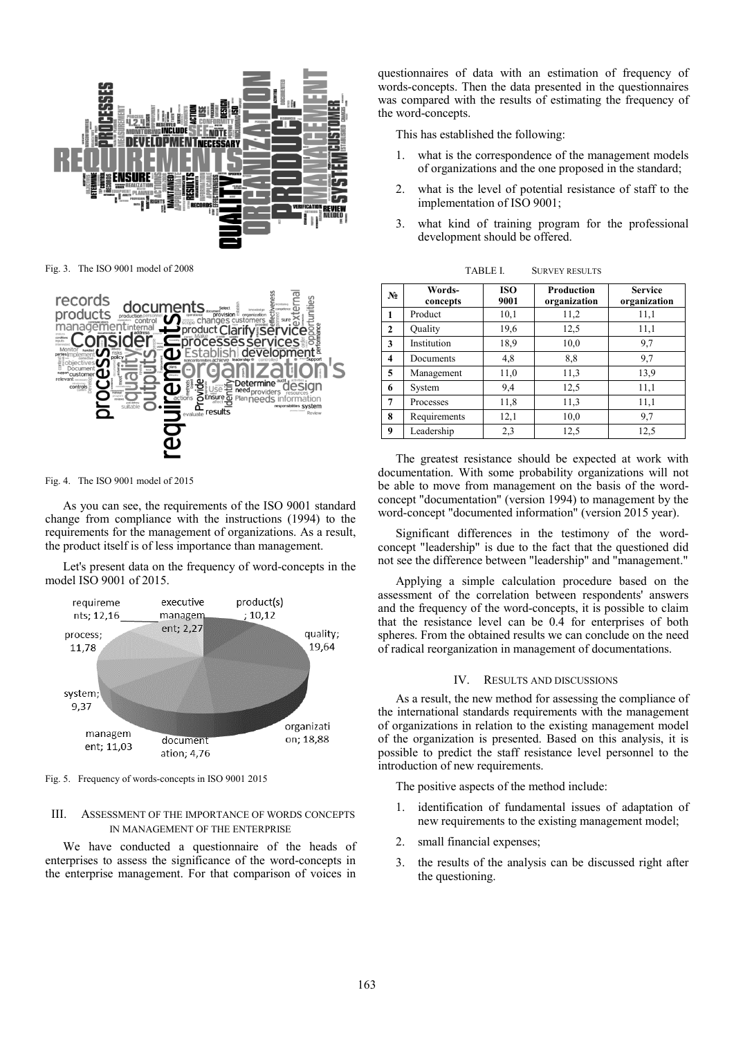Fig. 3. The ISO 9001 model of 2008

Fig. 4. The ISO 9001 model of 2015

As you can see, the requirements of the ISO 9001 standard change from compliance with the instructions (1994) to the requirements for the management of organizations. As a result, the product itself is of less importance than management.

Let's present data on the frequency of word-concepts in the model ISO 9001 of 2015.

Fig. 5. Frequency of words-concepts in ISO 9001 2015

## III. Assessment of the Importance of Words Concepts in Management of the Enterprise

We have conducted a questionnaire of the heads of enterprises to assess the significance of the word-concepts in the enterprise management. For that comparison of voices in questionnaires of data with an estimation of frequency of words-concepts. Then the data presented in the questionnaires was compared with the results of estimating the frequency of the word-concepts.

This has established the following:

1. what is the correspondence of the management models of organizations and the one proposed in the standard;
2. what is the level of potential resistance of staff to the implementation of ISO 9001;
3. what kind of training program for the professional development should be offered.

TABLE I. SURVEY RESULTS

| № | Words-concepts | ISO 9001 | Production organization | Service organization |
|---|---|---|---|---|
| 1 | Product | 10,1 | 11,2 | 11,1 |
| 2 | Quality | 19,6 | 12,5 | 11,1 |
| 3 | Institution | 18,9 | 10,0 | 9,7 |
| 4 | Documents | 4,8 | 8,8 | 9,7 |
| 5 | Management | 11,0 | 11,3 | 13,9 |
| 6 | System | 9,4 | 12,5 | 11,1 |
| 7 | Processes | 11,8 | 11,3 | 11,1 |
| 8 | Requirements | 12,1 | 10,0 | 9,7 |
| 9 | Leadership | 2,3 | 12,5 | 12,5 |

The greatest resistance should be expected at work with documentation. With some probability organizations will not be able to move from management on the basis of the word-concept "documentation" (version 1994) to management by the word-concept "documented information" (version 2015 year).

Significant differences in the testimony of the word-concept "leadership" is due to the fact that the questioned did not see the difference between "leadership" and "management."

Applying a simple calculation procedure based on the assessment of the correlation between respondents' answers and the frequency of the word-concepts, it is possible to claim that the resistance level can be 0.4 for enterprises of both spheres. From the obtained results we can conclude on the need of radical reorganization in management of documentations.

## IV. Results and Discussions

As a result, the new method for assessing the compliance of the international standards requirements with the management of organizations in relation to the existing management model of the organization is presented. Based on this analysis, it is possible to predict the staff resistance level personnel to the introduction of new requirements.

The positive aspects of the method include:

1. identification of fundamental issues of adaptation of new requirements to the existing management model;
2. small financial expenses;
3. the results of the analysis can be discussed right after the questioning.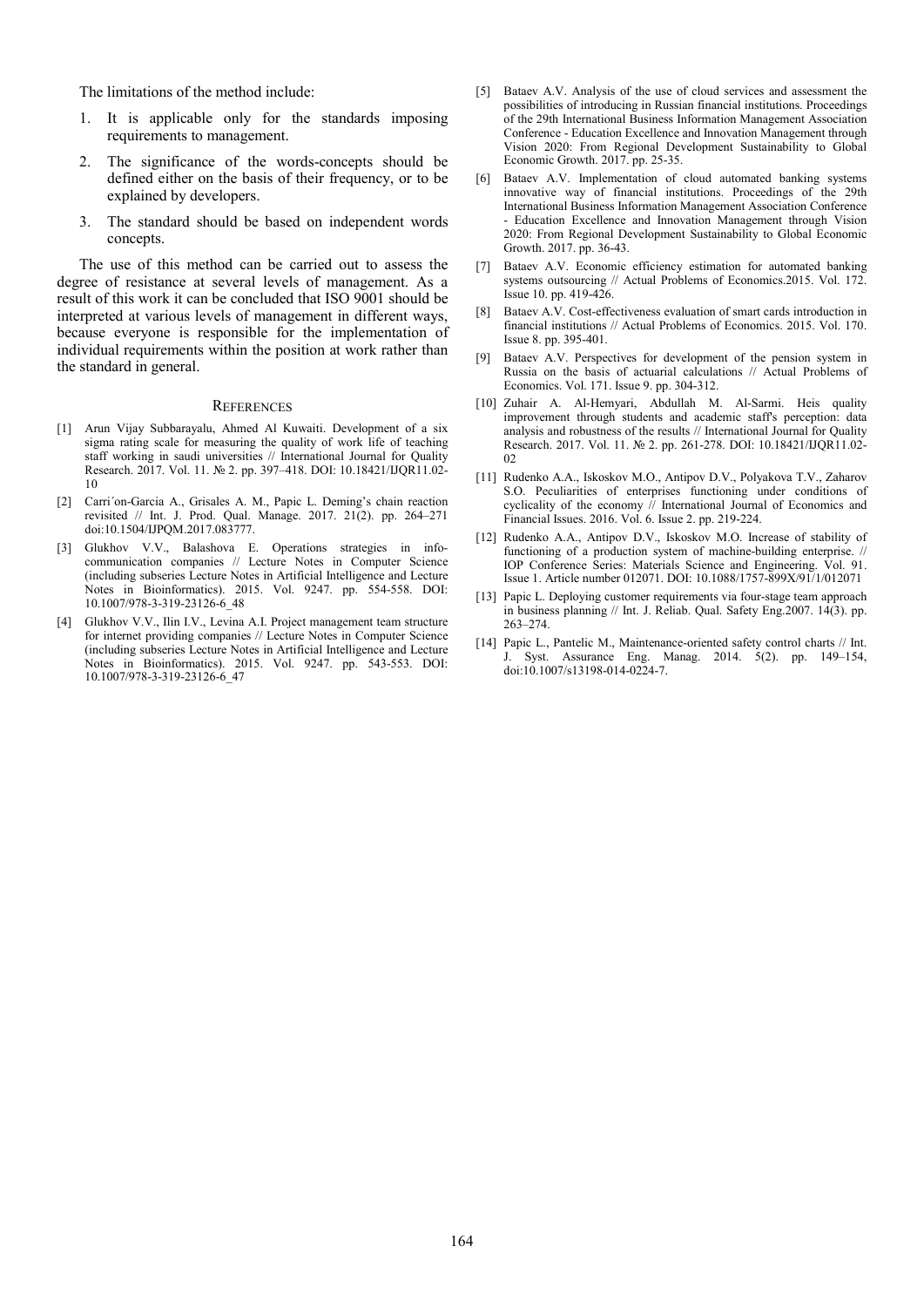The limitations of the method include:

1. It is applicable only for the standards imposing requirements to management.
2. The significance of the words-concepts should be defined either on the basis of their frequency, or to be explained by developers.
3. The standard should be based on independent words concepts.

The use of this method can be carried out to assess the degree of resistance at several levels of management. As a result of this work it can be concluded that ISO 9001 should be interpreted at various levels of management in different ways, because everyone is responsible for the implementation of individual requirements within the position at work rather than the standard in general.

## References

[1] Arun Vijay Subbarayalu, Ahmed Al Kuwaiti. Development of a six sigma rating scale for measuring the quality of work life of teaching staff working in saudi universities // International Journal for Quality Research. 2017. Vol. 11. № 2. pp. 397–418. DOI: 10.18421/IJQR11.02-10

[2] Carri´on-Garcia A., Grisales A. M., Papic L. Deming's chain reaction revisited // Int. J. Prod. Qual. Manage. 2017. 21(2). pp. 264–271 doi:10.1504/IJPQM.2017.083777.

[3] Glukhov V.V., Balashova E. Operations strategies in info-communication companies // Lecture Notes in Computer Science (including subseries Lecture Notes in Artificial Intelligence and Lecture Notes in Bioinformatics). 2015. Vol. 9247. pp. 554-558. DOI: 10.1007/978-3-319-23126-6_48

[4] Glukhov V.V., Ilin I.V., Levina A.I. Project management team structure for internet providing companies // Lecture Notes in Computer Science (including subseries Lecture Notes in Artificial Intelligence and Lecture Notes in Bioinformatics). 2015. Vol. 9247. pp. 543-553. DOI: 10.1007/978-3-319-23126-6_47

[5] Bataev A.V. Analysis of the use of cloud services and assessment the possibilities of introducing in Russian financial institutions. Proceedings of the 29th International Business Information Management Association Conference - Education Excellence and Innovation Management through Vision 2020: From Regional Development Sustainability to Global Economic Growth. 2017. pp. 25-35.

[6] Bataev A.V. Implementation of cloud automated banking systems innovative way of financial institutions. Proceedings of the 29th International Business Information Management Association Conference - Education Excellence and Innovation Management through Vision 2020: From Regional Development Sustainability to Global Economic Growth. 2017. pp. 36-43.

[7] Bataev A.V. Economic efficiency estimation for automated banking systems outsourcing // Actual Problems of Economics.2015. Vol. 172. Issue 10. pp. 419-426.

[8] Bataev A.V. Cost-effectiveness evaluation of smart cards introduction in financial institutions // Actual Problems of Economics. 2015. Vol. 170. Issue 8. pp. 395-401.

[9] Bataev A.V. Perspectives for development of the pension system in Russia on the basis of actuarial calculations // Actual Problems of Economics. Vol. 171. Issue 9. pp. 304-312.

[10] Zuhair A. Al-Hemyari, Abdullah M. Al-Sarmi. Heis quality improvement through students and academic staff's perception: data analysis and robustness of the results // International Journal for Quality Research. 2017. Vol. 11. № 2. pp. 261-278. DOI: 10.18421/IJQR11.02-02

[11] Rudenko A.A., Iskoskov M.O., Antipov D.V., Polyakova T.V., Zaharov S.O. Peculiarities of enterprises functioning under conditions of cyclicality of the economy // International Journal of Economics and Financial Issues. 2016. Vol. 6. Issue 2. pp. 219-224.

[12] Rudenko A.A., Antipov D.V., Iskoskov M.O. Increase of stability of functioning of a production system of machine-building enterprise. // IOP Conference Series: Materials Science and Engineering. Vol. 91. Issue 1. Article number 012071. DOI: 10.1088/1757-899X/91/1/012071

[13] Papic L. Deploying customer requirements via four-stage team approach in business planning // Int. J. Reliab. Qual. Safety Eng.2007. 14(3). pp. 263–274.

[14] Papic L., Pantelic M., Maintenance-oriented safety control charts // Int. J. Syst. Assurance Eng. Manag. 2014. 5(2). pp. 149–154, doi:10.1007/s13198-014-0224-7.